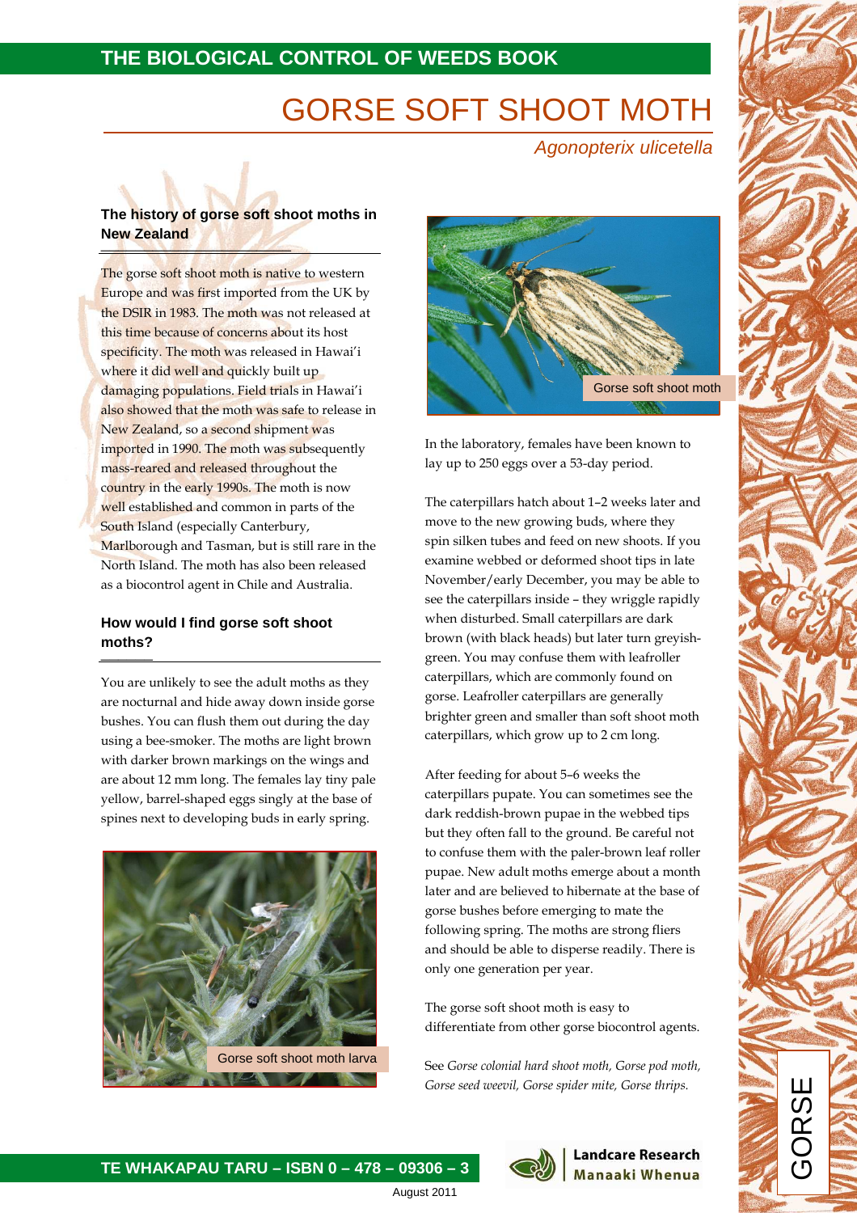THE BIOLOGICAL CONTROL OF WEEDS BOOK

# GORSE SOFT SHOOT MOTH

*Agonopterix ulicetella*

### The history of gorse soft shoot moths in New Zealand

The gorse soft shoot moth is native to western Europe and was first imported from the UK by the DSIR in 1983. The moth was not released at this time because of concerns about its host specificity. The moth was released in Hawai'i where it did well and quickly built up damaging populations. Field trials in Hawai'i also showed that the moth was safe to release in New Zealand, so a second shipment was imported in 1990. The moth was subsequently mass-reared and released throughout the country in the early 1990s. The moth is now well established and common in parts of the South Island (especially Canterbury, Marlborough and Tasman, but is still rare in the North Island. The moth has also been released as a biocontrol agent in Chile and Australia.

### How would I find gorse soft shoot moths?

You are unlikely to see the adult moths as they are nocturnal and hide away down inside gorse bushes. You can flush them out during the day using a bee-smoker. The moths are light brown with darker brown markings on the wings and are about 12 mm long. The females lay tiny pale yellow, barrel-shaped eggs singly at the base of spines next to developing buds in early spring.

Gorse soft shoot moth larva

Gorse soft shoot moth

In the laboratory, females have been known to lay up to 250 eggs over a 53-day period.

The caterpillars hatch about 1–2 weeks later and move to the new growing buds, where they spin silken tubes and feed on new shoots. If you examine webbed or deformed shoot tips in late November/early December, you may be able to see the caterpillars inside – they wriggle rapidly when disturbed. Small caterpillars are dark brown (with black heads) but later turn greyish-green. You may confuse them with leafroller caterpillars, which are commonly found on gorse. Leafroller caterpillars are generally brighter green and smaller than soft shoot moth caterpillars, which grow up to 2 cm long.

After feeding for about 5–6 weeks the caterpillars pupate. You can sometimes see the dark reddish-brown pupae in the webbed tips but they often fall to the ground. Be careful not to confuse them with the paler-brown leaf roller pupae. New adult moths emerge about a month later and are believed to hibernate at the base of gorse bushes before emerging to mate the following spring. The moths are strong fliers and should be able to disperse readily. There is only one generation per year.

The gorse soft shoot moth is easy to differentiate from other gorse biocontrol agents.

See *Gorse colonial hard shoot moth, Gorse pod moth, Gorse seed weevil, Gorse spider mite, Gorse thrips.*

GORSE

TE WHAKAPAU TARU – ISBN 0 – 478 – 09306 – 3

Landcare Research Manaaki Whenua

August 2011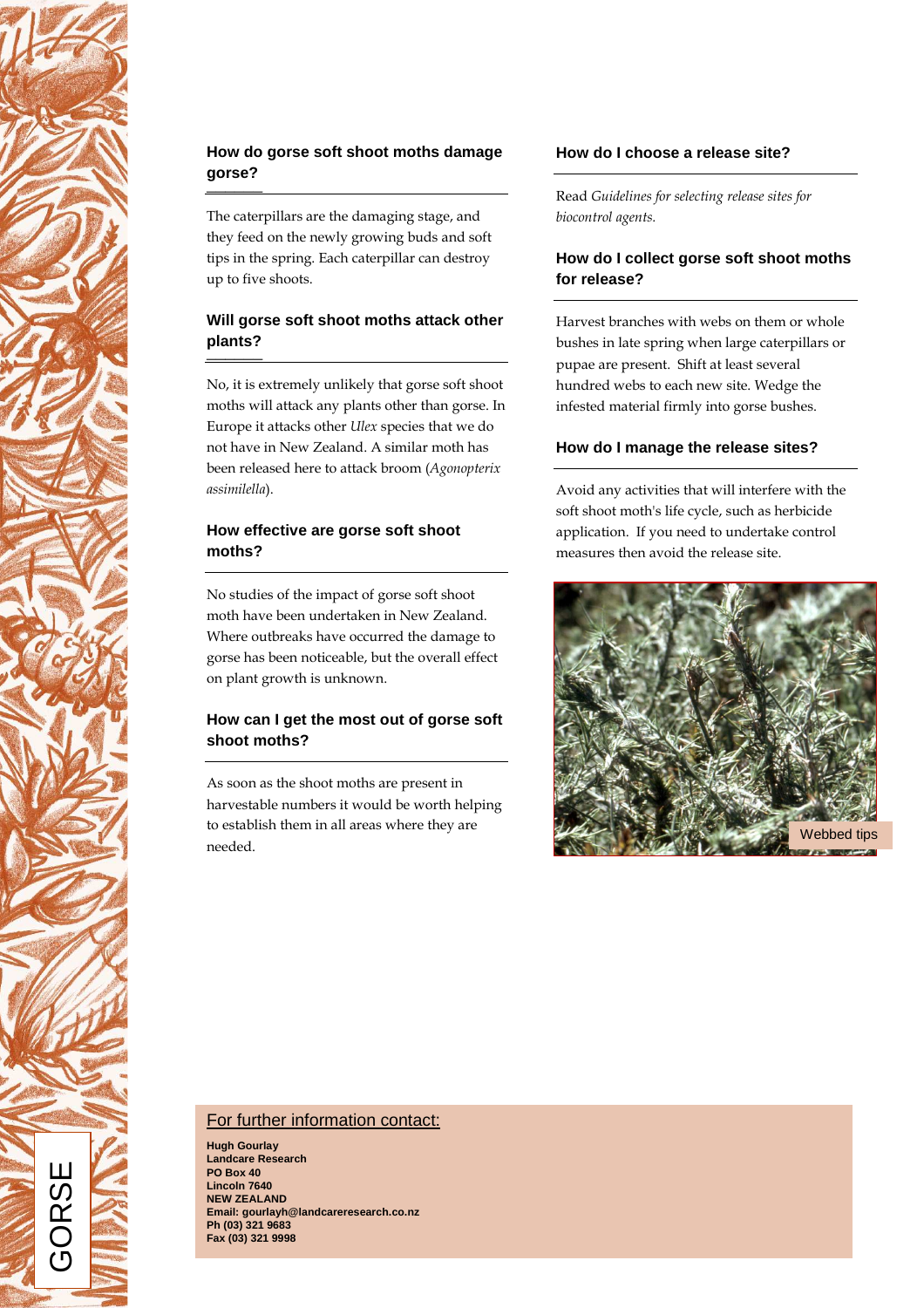## How do gorse soft shoot moths damage gorse?

The caterpillars are the damaging stage, and they feed on the newly growing buds and soft tips in the spring. Each caterpillar can destroy up to five shoots.

## Will gorse soft shoot moths attack other plants?

No, it is extremely unlikely that gorse soft shoot moths will attack any plants other than gorse. In Europe it attacks other *Ulex* species that we do not have in New Zealand. A similar moth has been released here to attack broom (*Agonopterix assimilella*).

## How effective are gorse soft shoot moths?

No studies of the impact of gorse soft shoot moth have been undertaken in New Zealand. Where outbreaks have occurred the damage to gorse has been noticeable, but the overall effect on plant growth is unknown.

## How can I get the most out of gorse soft shoot moths?

As soon as the shoot moths are present in harvestable numbers it would be worth helping to establish them in all areas where they are needed.

## How do I choose a release site?

Read *Guidelines for selecting release sites for biocontrol agents.*

## How do I collect gorse soft shoot moths for release?

Harvest branches with webs on them or whole bushes in late spring when large caterpillars or pupae are present. Shift at least several hundred webs to each new site. Wedge the infested material firmly into gorse bushes.

## How do I manage the release sites?

Avoid any activities that will interfere with the soft shoot moth's life cycle, such as herbicide application. If you need to undertake control measures then avoid the release site.

Webbed tips

## For further information contact:

**Hugh Gourlay**
**Landcare Research**
**PO Box 40**
**Lincoln 7640**
**NEW ZEALAND**
**Email: gourlayh@landcareresearch.co.nz**
**Ph (03) 321 9683**
**Fax (03) 321 9998**

GORSE